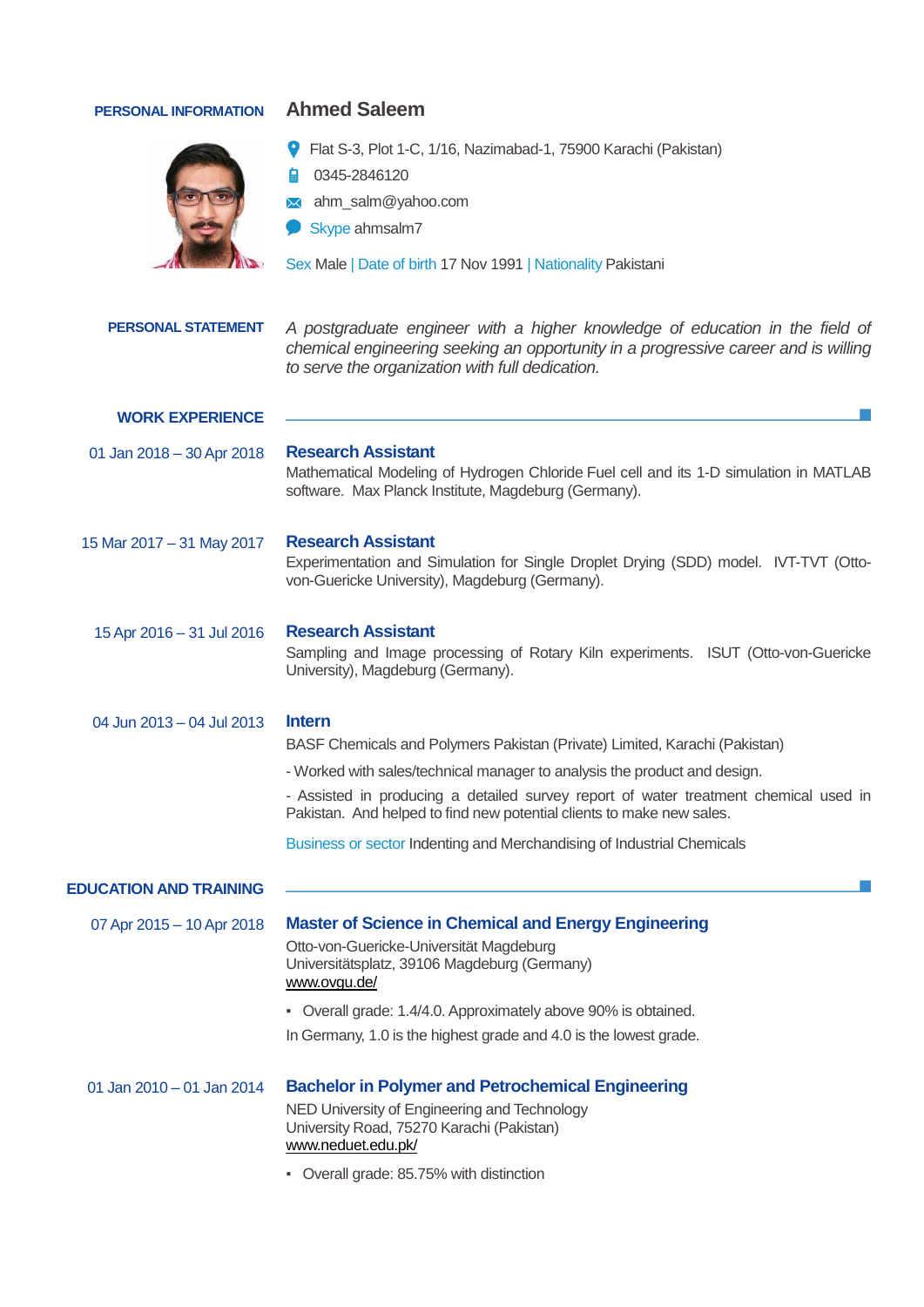## PERSONAL INFORMATION

# Ahmed Saleem

Flat S-3, Plot 1-C, 1/16, Nazimabad-1, 75900 Karachi (Pakistan)

0345-2846120

ahm_salm@yahoo.com

Skype ahmsalm7

Sex Male | Date of birth 17 Nov 1991 | Nationality Pakistani

## PERSONAL STATEMENT

*A postgraduate engineer with a higher knowledge of education in the field of chemical engineering seeking an opportunity in a progressive career and is willing to serve the organization with full dedication.*

## WORK EXPERIENCE

01 Jan 2018 – 30 Apr 2018

### Research Assistant

Mathematical Modeling of Hydrogen Chloride Fuel cell and its 1-D simulation in MATLAB software. Max Planck Institute, Magdeburg (Germany).

15 Mar 2017 – 31 May 2017

### Research Assistant

Experimentation and Simulation for Single Droplet Drying (SDD) model. IVT-TVT (Otto-von-Guericke University), Magdeburg (Germany).

15 Apr 2016 – 31 Jul 2016

### Research Assistant

Sampling and Image processing of Rotary Kiln experiments. ISUT (Otto-von-Guericke University), Magdeburg (Germany).

04 Jun 2013 – 04 Jul 2013

### Intern

BASF Chemicals and Polymers Pakistan (Private) Limited, Karachi (Pakistan)

- Worked with sales/technical manager to analysis the product and design.

- Assisted in producing a detailed survey report of water treatment chemical used in Pakistan. And helped to find new potential clients to make new sales.

Business or sector Indenting and Merchandising of Industrial Chemicals

## EDUCATION AND TRAINING

07 Apr 2015 – 10 Apr 2018

### Master of Science in Chemical and Energy Engineering

Otto-von-Guericke-Universität Magdeburg
Universitätsplatz, 39106 Magdeburg (Germany)
www.ovgu.de/

- Overall grade: 1.4/4.0. Approximately above 90% is obtained.

In Germany, 1.0 is the highest grade and 4.0 is the lowest grade.

01 Jan 2010 – 01 Jan 2014

### Bachelor in Polymer and Petrochemical Engineering

NED University of Engineering and Technology
University Road, 75270 Karachi (Pakistan)
www.neduet.edu.pk/

- Overall grade: 85.75% with distinction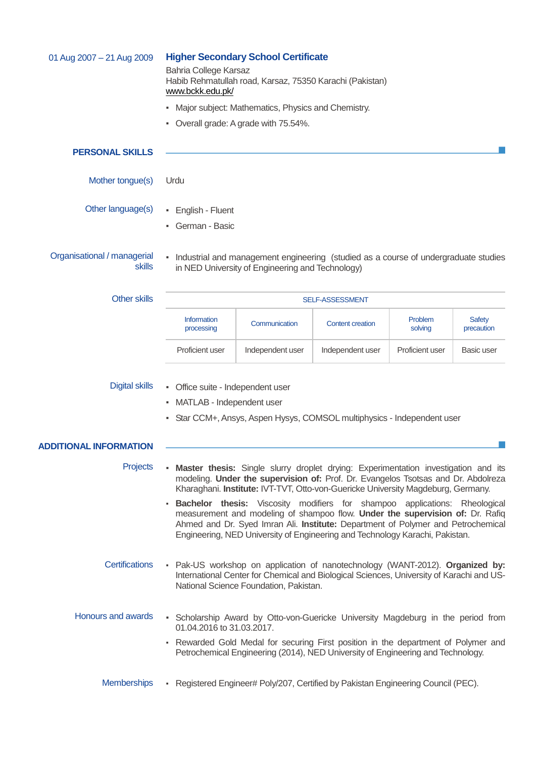01 Aug 2007 – 21 Aug 2009

### Higher Secondary School Certificate

Bahria College Karsaz
Habib Rehmatullah road, Karsaz, 75350 Karachi (Pakistan)
www.bckk.edu.pk/

- Major subject: Mathematics, Physics and Chemistry.
- Overall grade: A grade with 75.54%.

## PERSONAL SKILLS

**Mother tongue(s)**

Urdu

**Other language(s)**

- English - Fluent
- German - Basic

**Organisational / managerial skills**

- Industrial and management engineering (studied as a course of undergraduate studies in NED University of Engineering and Technology)

**Other skills**

| SELF-ASSESSMENT | | | | |
|---|---|---|---|---|
| Information processing | Communication | Content creation | Problem solving | Safety precaution |
| Proficient user | Independent user | Independent user | Proficient user | Basic user |

**Digital skills**

- Office suite - Independent user
- MATLAB - Independent user
- Star CCM+, Ansys, Aspen Hysys, COMSOL multiphysics - Independent user

## ADDITIONAL INFORMATION

**Projects**

- **Master thesis:** Single slurry droplet drying: Experimentation investigation and its modeling. **Under the supervision of:** Prof. Dr. Evangelos Tsotsas and Dr. Abdolreza Kharaghani. **Institute:** IVT-TVT, Otto-von-Guericke University Magdeburg, Germany.
- **Bachelor thesis:** Viscosity modifiers for shampoo applications: Rheological measurement and modeling of shampoo flow. **Under the supervision of:** Dr. Rafiq Ahmed and Dr. Syed Imran Ali. **Institute:** Department of Polymer and Petrochemical Engineering, NED University of Engineering and Technology Karachi, Pakistan.

**Certifications**

- Pak-US workshop on application of nanotechnology (WANT-2012). **Organized by:** International Center for Chemical and Biological Sciences, University of Karachi and US-National Science Foundation, Pakistan.

**Honours and awards**

- Scholarship Award by Otto-von-Guericke University Magdeburg in the period from 01.04.2016 to 31.03.2017.
- Rewarded Gold Medal for securing First position in the department of Polymer and Petrochemical Engineering (2014), NED University of Engineering and Technology.

**Memberships**

- Registered Engineer# Poly/207, Certified by Pakistan Engineering Council (PEC).